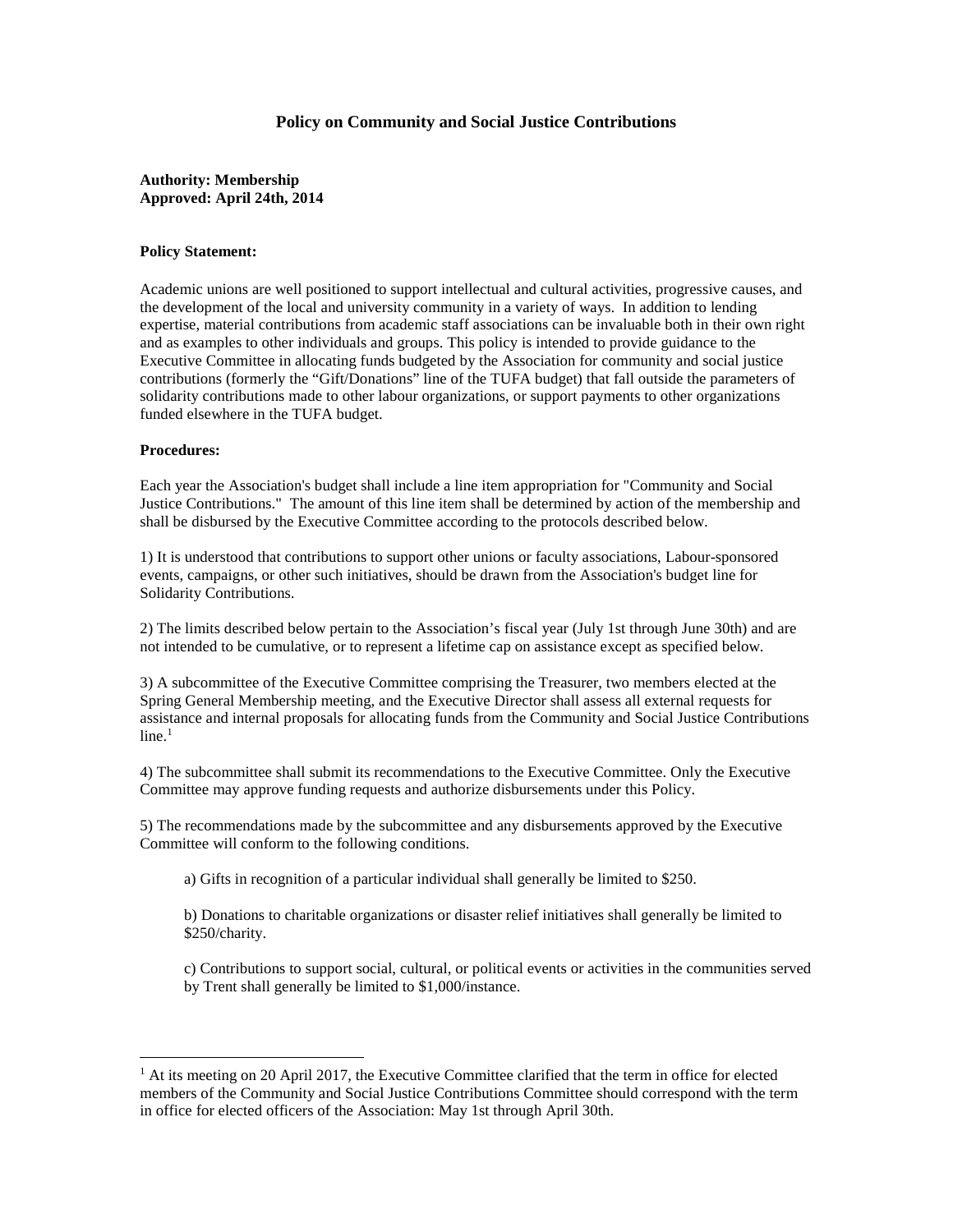# Policy on Community and Social Justice Contributions

**Authority: Membership**
**Approved: April 24th, 2014**

**Policy Statement:**

Academic unions are well positioned to support intellectual and cultural activities, progressive causes, and the development of the local and university community in a variety of ways. In addition to lending expertise, material contributions from academic staff associations can be invaluable both in their own right and as examples to other individuals and groups. This policy is intended to provide guidance to the Executive Committee in allocating funds budgeted by the Association for community and social justice contributions (formerly the "Gift/Donations" line of the TUFA budget) that fall outside the parameters of solidarity contributions made to other labour organizations, or support payments to other organizations funded elsewhere in the TUFA budget.

**Procedures:**

Each year the Association's budget shall include a line item appropriation for "Community and Social Justice Contributions." The amount of this line item shall be determined by action of the membership and shall be disbursed by the Executive Committee according to the protocols described below.

1) It is understood that contributions to support other unions or faculty associations, Labour-sponsored events, campaigns, or other such initiatives, should be drawn from the Association's budget line for Solidarity Contributions.

2) The limits described below pertain to the Association's fiscal year (July 1st through June 30th) and are not intended to be cumulative, or to represent a lifetime cap on assistance except as specified below.

3) A subcommittee of the Executive Committee comprising the Treasurer, two members elected at the Spring General Membership meeting, and the Executive Director shall assess all external requests for assistance and internal proposals for allocating funds from the Community and Social Justice Contributions line.[1]

4) The subcommittee shall submit its recommendations to the Executive Committee. Only the Executive Committee may approve funding requests and authorize disbursements under this Policy.

5) The recommendations made by the subcommittee and any disbursements approved by the Executive Committee will conform to the following conditions.

> a) Gifts in recognition of a particular individual shall generally be limited to $250.
>
> b) Donations to charitable organizations or disaster relief initiatives shall generally be limited to $250/charity.
>
> c) Contributions to support social, cultural, or political events or activities in the communities served by Trent shall generally be limited to $1,000/instance.

---

[1] At its meeting on 20 April 2017, the Executive Committee clarified that the term in office for elected members of the Community and Social Justice Contributions Committee should correspond with the term in office for elected officers of the Association: May 1st through April 30th.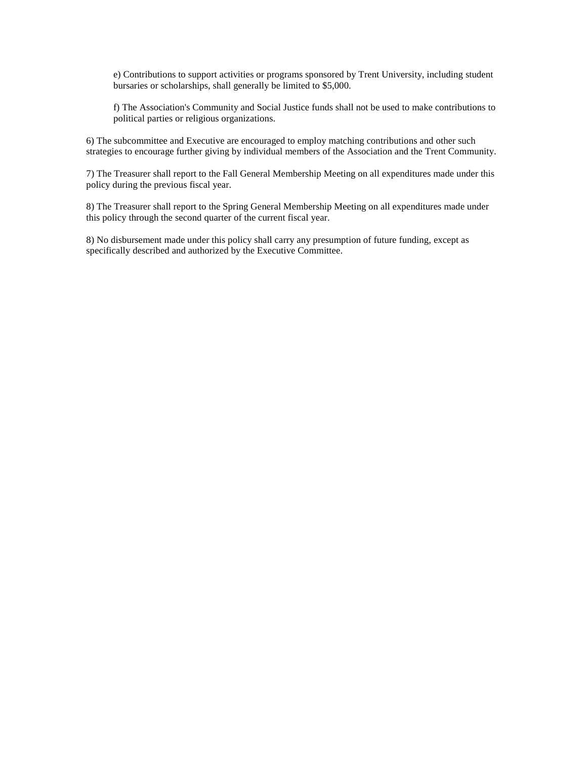e) Contributions to support activities or programs sponsored by Trent University, including student bursaries or scholarships, shall generally be limited to $5,000.

f) The Association's Community and Social Justice funds shall not be used to make contributions to political parties or religious organizations.

6) The subcommittee and Executive are encouraged to employ matching contributions and other such strategies to encourage further giving by individual members of the Association and the Trent Community.

7) The Treasurer shall report to the Fall General Membership Meeting on all expenditures made under this policy during the previous fiscal year.

8) The Treasurer shall report to the Spring General Membership Meeting on all expenditures made under this policy through the second quarter of the current fiscal year.

8) No disbursement made under this policy shall carry any presumption of future funding, except as specifically described and authorized by the Executive Committee.